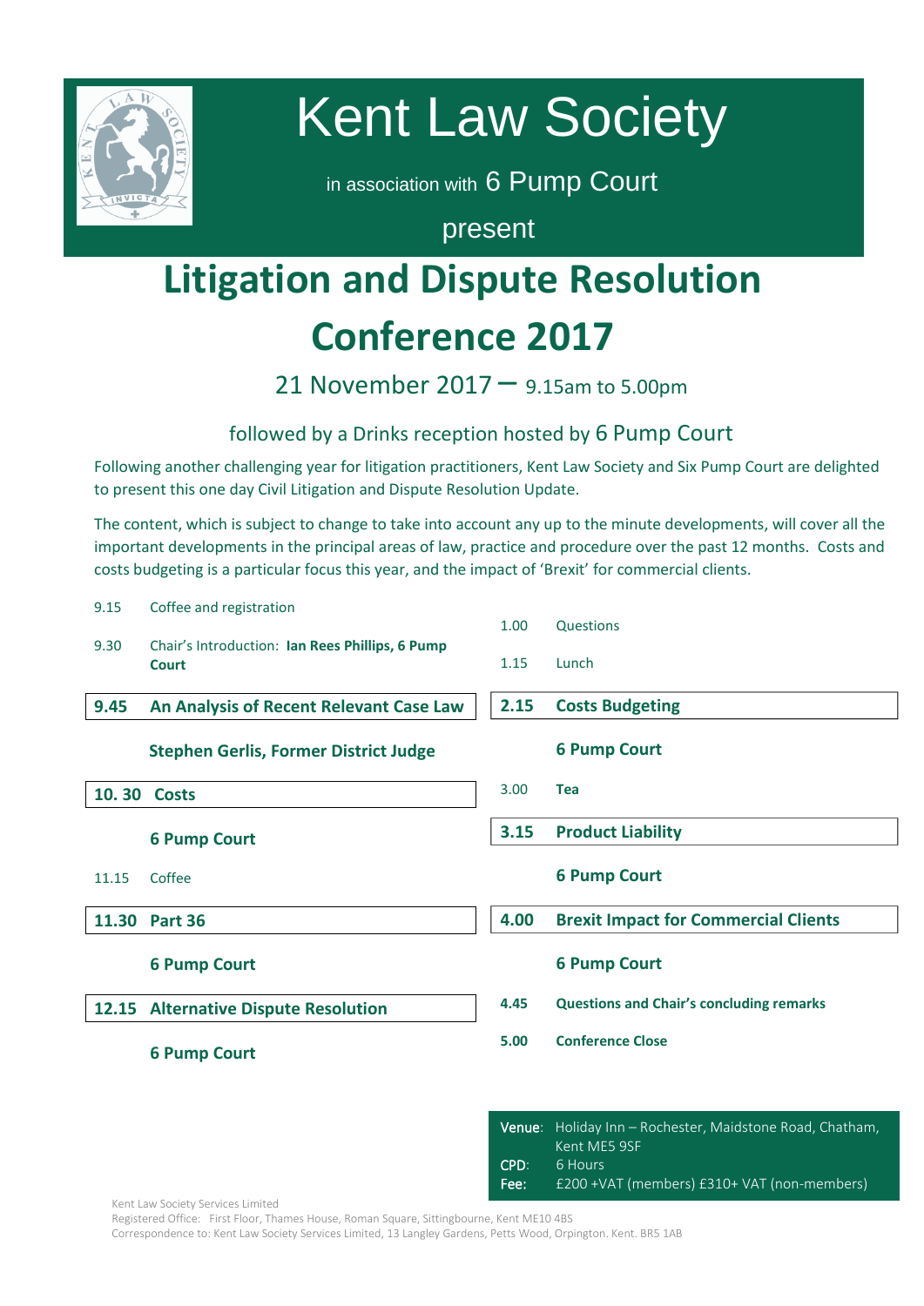# Kent Law Society

in association with 6 Pump Court

present

# Litigation and Dispute Resolution Conference 2017

## 21 November 2017 – 9.15am to 5.00pm

followed by a Drinks reception hosted by 6 Pump Court

Following another challenging year for litigation practitioners, Kent Law Society and Six Pump Court are delighted to present this one day Civil Litigation and Dispute Resolution Update.

The content, which is subject to change to take into account any up to the minute developments, will cover all the important developments in the principal areas of law, practice and procedure over the past 12 months. Costs and costs budgeting is a particular focus this year, and the impact of 'Brexit' for commercial clients.

| Time | Session |
|---|---|
| 9.15 | Coffee and registration |
| 9.30 | Chair's Introduction: **Ian Rees Phillips, 6 Pump Court** |
| **9.45** | **An Analysis of Recent Relevant Case Law** <br> **Stephen Gerlis, Former District Judge** |
| **10. 30** | **Costs** <br> **6 Pump Court** |
| 11.15 | Coffee |
| **11.30** | **Part 36** <br> **6 Pump Court** |
| **12.15** | **Alternative Dispute Resolution** <br> **6 Pump Court** |
| 1.00 | Questions |
| 1.15 | Lunch |
| **2.15** | **Costs Budgeting** <br> **6 Pump Court** |
| 3.00 | **Tea** |
| **3.15** | **Product Liability** <br> **6 Pump Court** |
| **4.00** | **Brexit Impact for Commercial Clients** <br> **6 Pump Court** |
| **4.45** | **Questions and Chair's concluding remarks** |
| **5.00** | **Conference Close** |

**Venue:** Holiday Inn – Rochester, Maidstone Road, Chatham, Kent ME5 9SF
**CPD:** 6 Hours
**Fee:** £200 +VAT (members) £310+ VAT (non-members)

Kent Law Society Services Limited
Registered Office: First Floor, Thames House, Roman Square, Sittingbourne, Kent ME10 4BS
Correspondence to: Kent Law Society Services Limited, 13 Langley Gardens, Petts Wood, Orpington. Kent. BR5 1AB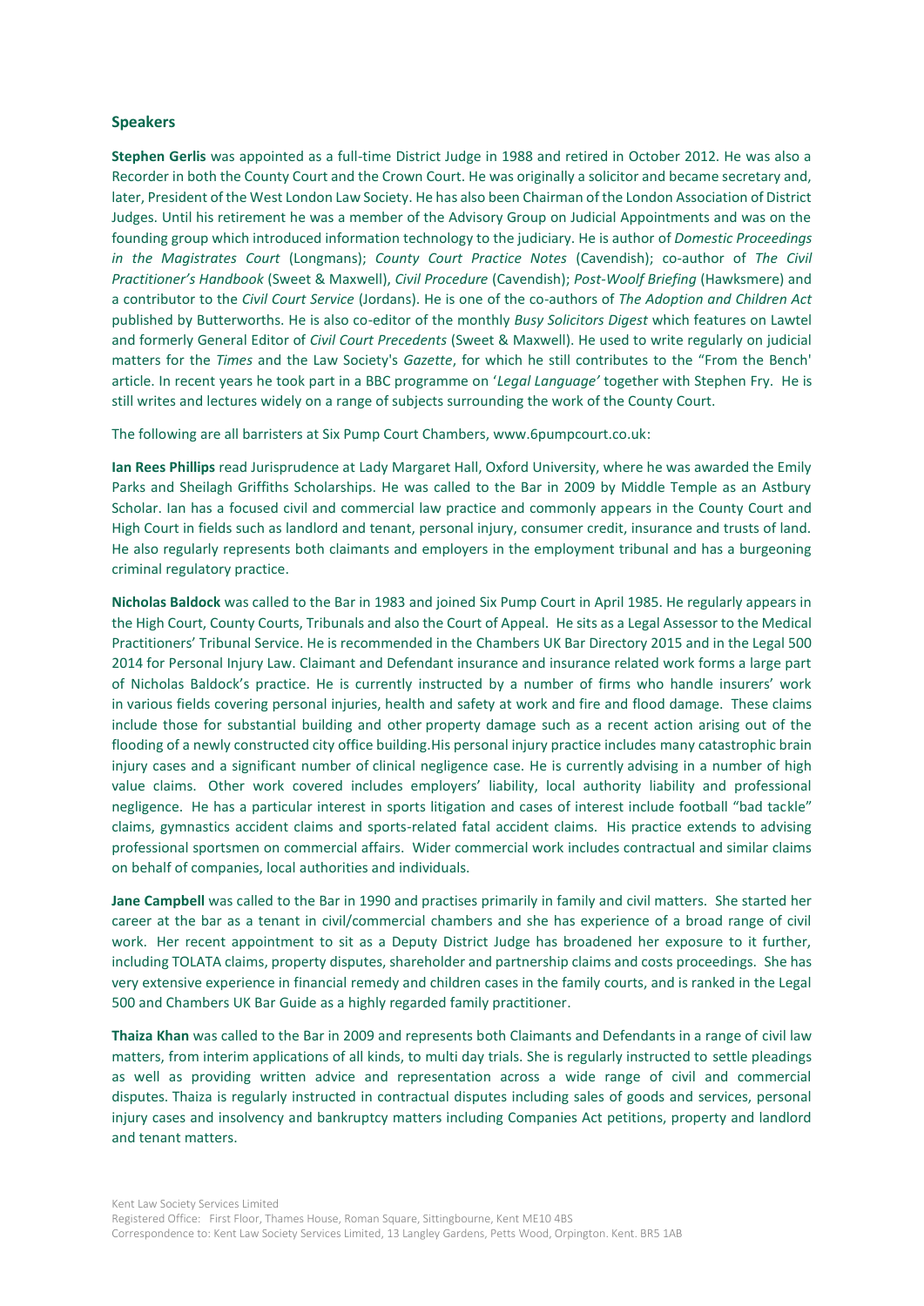## Speakers

**Stephen Gerlis** was appointed as a full-time District Judge in 1988 and retired in October 2012. He was also a Recorder in both the County Court and the Crown Court. He was originally a solicitor and became secretary and, later, President of the West London Law Society. He has also been Chairman of the London Association of District Judges. Until his retirement he was a member of the Advisory Group on Judicial Appointments and was on the founding group which introduced information technology to the judiciary. He is author of *Domestic Proceedings in the Magistrates Court* (Longmans); *County Court Practice Notes* (Cavendish); co-author of *The Civil Practitioner's Handbook* (Sweet & Maxwell), *Civil Procedure* (Cavendish); *Post-Woolf Briefing* (Hawksmere) and a contributor to the *Civil Court Service* (Jordans). He is one of the co-authors of *The Adoption and Children Act* published by Butterworths. He is also co-editor of the monthly *Busy Solicitors Digest* which features on Lawtel and formerly General Editor of *Civil Court Precedents* (Sweet & Maxwell). He used to write regularly on judicial matters for the *Times* and the Law Society's *Gazette*, for which he still contributes to the "From the Bench' article. In recent years he took part in a BBC programme on '*Legal Language'* together with Stephen Fry. He is still writes and lectures widely on a range of subjects surrounding the work of the County Court.

The following are all barristers at Six Pump Court Chambers, www.6pumpcourt.co.uk:

**Ian Rees Phillips** read Jurisprudence at Lady Margaret Hall, Oxford University, where he was awarded the Emily Parks and Sheilagh Griffiths Scholarships. He was called to the Bar in 2009 by Middle Temple as an Astbury Scholar. Ian has a focused civil and commercial law practice and commonly appears in the County Court and High Court in fields such as landlord and tenant, personal injury, consumer credit, insurance and trusts of land. He also regularly represents both claimants and employers in the employment tribunal and has a burgeoning criminal regulatory practice.

**Nicholas Baldock** was called to the Bar in 1983 and joined Six Pump Court in April 1985. He regularly appears in the High Court, County Courts, Tribunals and also the Court of Appeal. He sits as a Legal Assessor to the Medical Practitioners' Tribunal Service. He is recommended in the Chambers UK Bar Directory 2015 and in the Legal 500 2014 for Personal Injury Law. Claimant and Defendant insurance and insurance related work forms a large part of Nicholas Baldock's practice. He is currently instructed by a number of firms who handle insurers' work in various fields covering personal injuries, health and safety at work and fire and flood damage. These claims include those for substantial building and other property damage such as a recent action arising out of the flooding of a newly constructed city office building.His personal injury practice includes many catastrophic brain injury cases and a significant number of clinical negligence case. He is currently advising in a number of high value claims. Other work covered includes employers' liability, local authority liability and professional negligence. He has a particular interest in sports litigation and cases of interest include football "bad tackle" claims, gymnastics accident claims and sports-related fatal accident claims. His practice extends to advising professional sportsmen on commercial affairs. Wider commercial work includes contractual and similar claims on behalf of companies, local authorities and individuals.

**Jane Campbell** was called to the Bar in 1990 and practises primarily in family and civil matters. She started her career at the bar as a tenant in civil/commercial chambers and she has experience of a broad range of civil work. Her recent appointment to sit as a Deputy District Judge has broadened her exposure to it further, including TOLATA claims, property disputes, shareholder and partnership claims and costs proceedings. She has very extensive experience in financial remedy and children cases in the family courts, and is ranked in the Legal 500 and Chambers UK Bar Guide as a highly regarded family practitioner.

**Thaiza Khan** was called to the Bar in 2009 and represents both Claimants and Defendants in a range of civil law matters, from interim applications of all kinds, to multi day trials. She is regularly instructed to settle pleadings as well as providing written advice and representation across a wide range of civil and commercial disputes. Thaiza is regularly instructed in contractual disputes including sales of goods and services, personal injury cases and insolvency and bankruptcy matters including Companies Act petitions, property and landlord and tenant matters.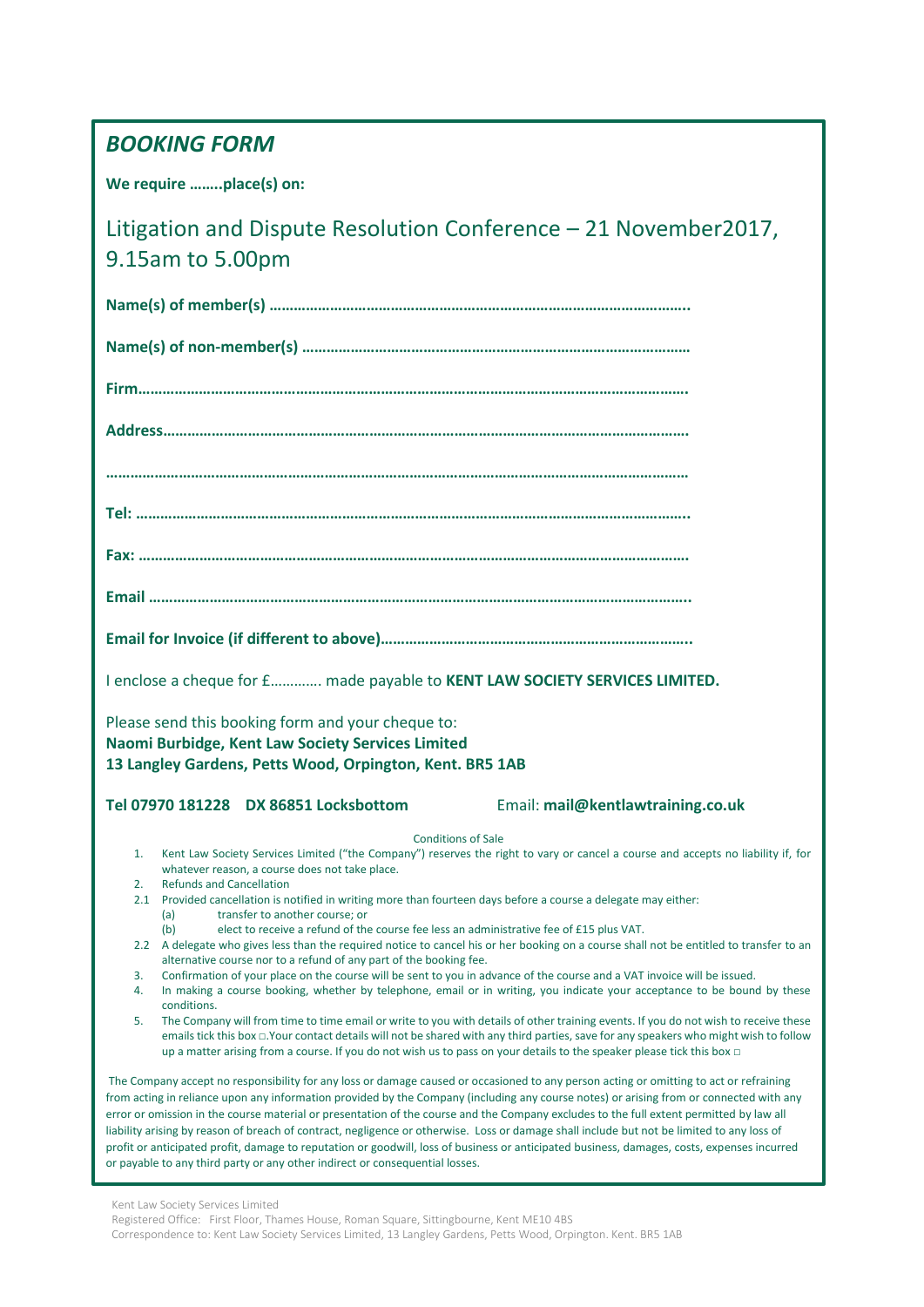## *BOOKING FORM*

**We require ……..place(s) on:**

Litigation and Dispute Resolution Conference – 21 November2017, 9.15am to 5.00pm

**Name(s) of member(s) ………………………………………………………………………………………..**

**Name(s) of non-member(s) ………………………………………………………………………………**

**Firm……………………………………………………………………………………………………………………….**

**Address…………………………………………………………………………………………………………………**

**………………………………………………………………………………………………………………………………**

**Tel: ………………………………………………………………………………………………………………………..**

**Fax: ………………………………………………………………………………………………………………………**

**Email ……………………………………………………………………………………………………………………..**

**Email for Invoice (if different to above)……………………………………………………………………..**

I enclose a cheque for £…………. made payable to **KENT LAW SOCIETY SERVICES LIMITED.**

Please send this booking form and your cheque to:
**Naomi Burbidge, Kent Law Society Services Limited**
**13 Langley Gardens, Petts Wood, Orpington, Kent. BR5 1AB**

**Tel 07970 181228 DX 86851 Locksbottom** Email: **mail@kentlawtraining.co.uk**

Conditions of Sale

1. Kent Law Society Services Limited ("the Company") reserves the right to vary or cancel a course and accepts no liability if, for whatever reason, a course does not take place.
2. Refunds and Cancellation

2.1 Provided cancellation is notified in writing more than fourteen days before a course a delegate may either:
   (a) transfer to another course; or
   (b) elect to receive a refund of the course fee less an administrative fee of £15 plus VAT.

2.2 A delegate who gives less than the required notice to cancel his or her booking on a course shall not be entitled to transfer to an alternative course nor to a refund of any part of the booking fee.

3. Confirmation of your place on the course will be sent to you in advance of the course and a VAT invoice will be issued.
4. In making a course booking, whether by telephone, email or in writing, you indicate your acceptance to be bound by these conditions.
5. The Company will from time to time email or write to you with details of other training events. If you do not wish to receive these emails tick this box □.Your contact details will not be shared with any third parties, save for any speakers who might wish to follow up a matter arising from a course. If you do not wish us to pass on your details to the speaker please tick this box □

The Company accept no responsibility for any loss or damage caused or occasioned to any person acting or omitting to act or refraining from acting in reliance upon any information provided by the Company (including any course notes) or arising from or connected with any error or omission in the course material or presentation of the course and the Company excludes to the full extent permitted by law all liability arising by reason of breach of contract, negligence or otherwise. Loss or damage shall include but not be limited to any loss of profit or anticipated profit, damage to reputation or goodwill, loss of business or anticipated business, damages, costs, expenses incurred or payable to any third party or any other indirect or consequential losses.

Kent Law Society Services Limited
Registered Office: First Floor, Thames House, Roman Square, Sittingbourne, Kent ME10 4BS
Correspondence to: Kent Law Society Services Limited, 13 Langley Gardens, Petts Wood, Orpington. Kent. BR5 1AB